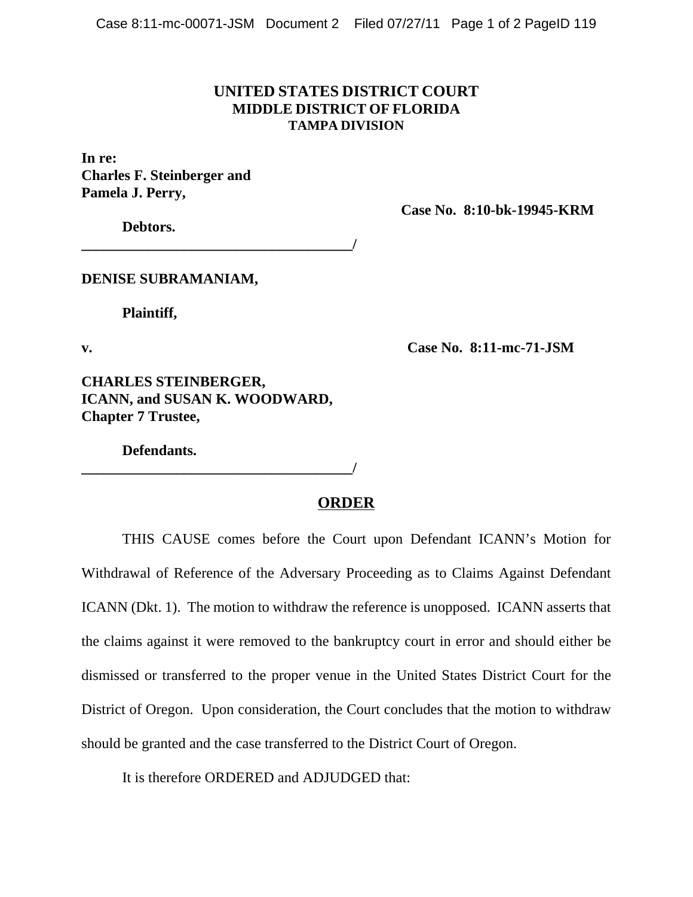**UNITED STATES DISTRICT COURT**
**MIDDLE DISTRICT OF FLORIDA**
**TAMPA DIVISION**

**In re:**
**Charles F. Steinberger and**
**Pamela J. Perry,**

**Case No. 8:10-bk-19945-KRM**

**Debtors.**
**_____________________________________/**

**DENISE SUBRAMANIAM,**

**Plaintiff,**

**v.** **Case No. 8:11-mc-71-JSM**

**CHARLES STEINBERGER,**
**ICANN, and SUSAN K. WOODWARD,**
**Chapter 7 Trustee,**

**Defendants.**
**_____________________________________/**

## ORDER

THIS CAUSE comes before the Court upon Defendant ICANN's Motion for Withdrawal of Reference of the Adversary Proceeding as to Claims Against Defendant ICANN (Dkt. 1). The motion to withdraw the reference is unopposed. ICANN asserts that the claims against it were removed to the bankruptcy court in error and should either be dismissed or transferred to the proper venue in the United States District Court for the District of Oregon. Upon consideration, the Court concludes that the motion to withdraw should be granted and the case transferred to the District Court of Oregon.

It is therefore ORDERED and ADJUDGED that: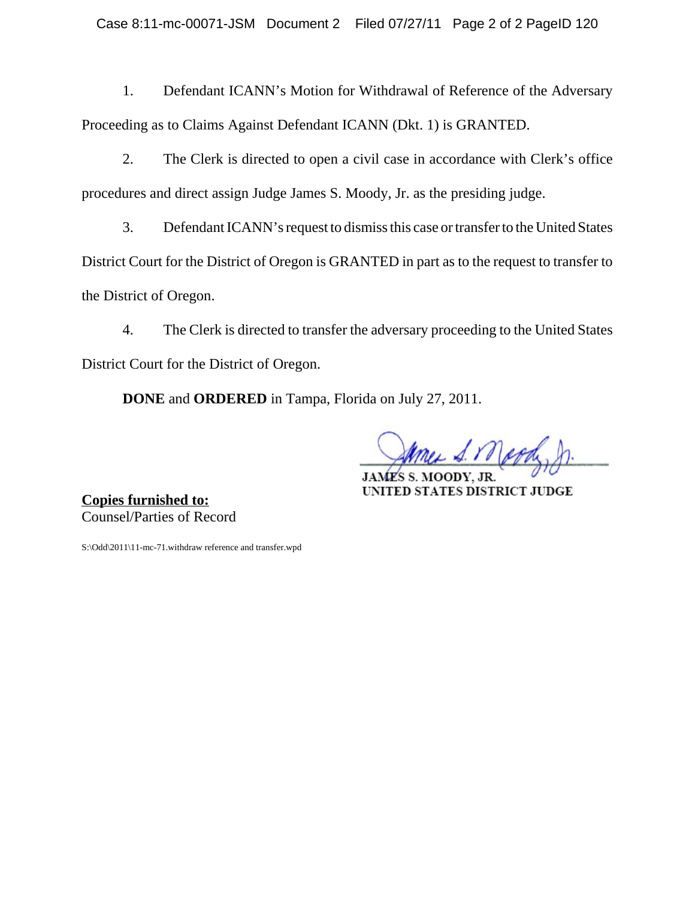1. Defendant ICANN's Motion for Withdrawal of Reference of the Adversary Proceeding as to Claims Against Defendant ICANN (Dkt. 1) is GRANTED.

2. The Clerk is directed to open a civil case in accordance with Clerk's office procedures and direct assign Judge James S. Moody, Jr. as the presiding judge.

3. Defendant ICANN's request to dismiss this case or transfer to the United States District Court for the District of Oregon is GRANTED in part as to the request to transfer to the District of Oregon.

4. The Clerk is directed to transfer the adversary proceeding to the United States District Court for the District of Oregon.

**DONE** and **ORDERED** in Tampa, Florida on July 27, 2011.

JAMES S. MOODY, JR.
UNITED STATES DISTRICT JUDGE

**Copies furnished to:**
Counsel/Parties of Record

S:\Odd\2011\11-mc-71.withdraw reference and transfer.wpd